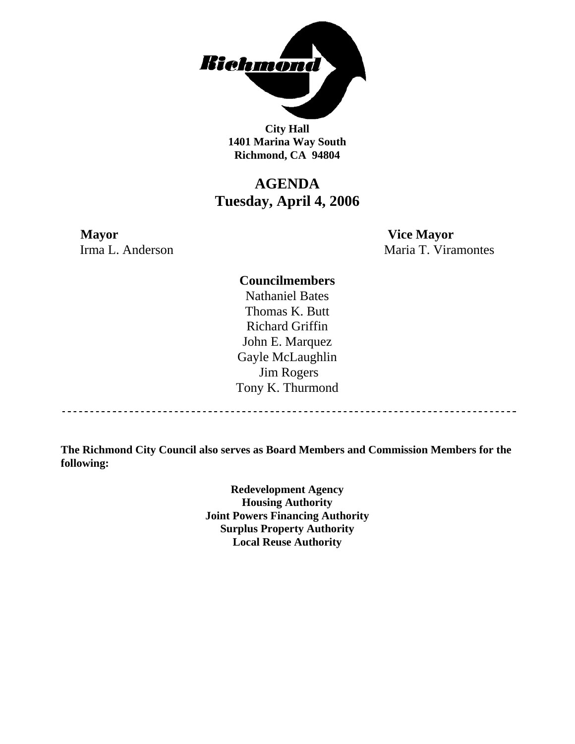**City Hall**
**1401 Marina Way South**
**Richmond, CA 94804**

# AGENDA
## Tuesday, April 4, 2006

**Mayor**
Irma L. Anderson

**Vice Mayor**
Maria T. Viramontes

**Councilmembers**
Nathaniel Bates
Thomas K. Butt
Richard Griffin
John E. Marquez
Gayle McLaughlin
Jim Rogers
Tony K. Thurmond

---

**The Richmond City Council also serves as Board Members and Commission Members for the following:**

**Redevelopment Agency**
**Housing Authority**
**Joint Powers Financing Authority**
**Surplus Property Authority**
**Local Reuse Authority**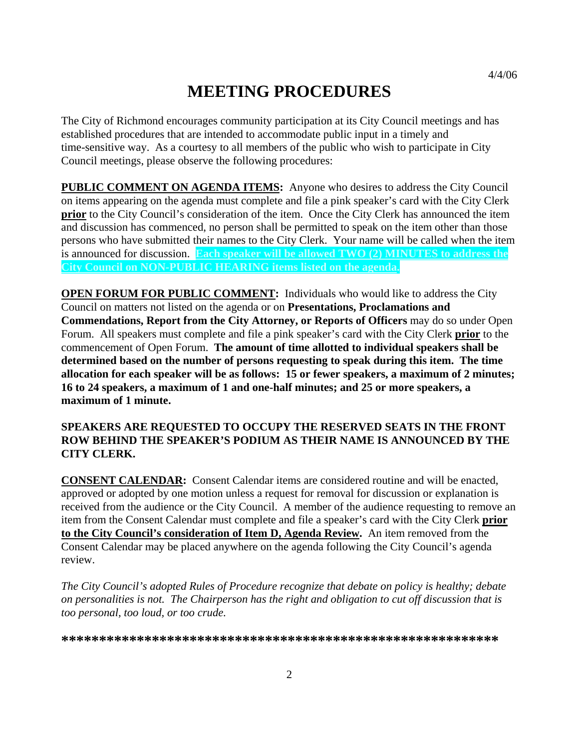4/4/06

# MEETING PROCEDURES

The City of Richmond encourages community participation at its City Council meetings and has established procedures that are intended to accommodate public input in a timely and time-sensitive way. As a courtesy to all members of the public who wish to participate in City Council meetings, please observe the following procedures:

**PUBLIC COMMENT ON AGENDA ITEMS:** Anyone who desires to address the City Council on items appearing on the agenda must complete and file a pink speaker's card with the City Clerk **prior** to the City Council's consideration of the item. Once the City Clerk has announced the item and discussion has commenced, no person shall be permitted to speak on the item other than those persons who have submitted their names to the City Clerk. Your name will be called when the item is announced for discussion. **Each speaker will be allowed TWO (2) MINUTES to address the City Council on NON-PUBLIC HEARING items listed on the agenda.**

**OPEN FORUM FOR PUBLIC COMMENT:** Individuals who would like to address the City Council on matters not listed on the agenda or on **Presentations, Proclamations and Commendations, Report from the City Attorney, or Reports of Officers** may do so under Open Forum. All speakers must complete and file a pink speaker's card with the City Clerk **prior** to the commencement of Open Forum. **The amount of time allotted to individual speakers shall be determined based on the number of persons requesting to speak during this item. The time allocation for each speaker will be as follows: 15 or fewer speakers, a maximum of 2 minutes; 16 to 24 speakers, a maximum of 1 and one-half minutes; and 25 or more speakers, a maximum of 1 minute.**

**SPEAKERS ARE REQUESTED TO OCCUPY THE RESERVED SEATS IN THE FRONT ROW BEHIND THE SPEAKER'S PODIUM AS THEIR NAME IS ANNOUNCED BY THE CITY CLERK.**

**CONSENT CALENDAR:** Consent Calendar items are considered routine and will be enacted, approved or adopted by one motion unless a request for removal for discussion or explanation is received from the audience or the City Council. A member of the audience requesting to remove an item from the Consent Calendar must complete and file a speaker's card with the City Clerk **prior to the City Council's consideration of Item D, Agenda Review.** An item removed from the Consent Calendar may be placed anywhere on the agenda following the City Council's agenda review.

*The City Council's adopted Rules of Procedure recognize that debate on policy is healthy; debate on personalities is not. The Chairperson has the right and obligation to cut off discussion that is too personal, too loud, or too crude.*

**\*\*\*\*\*\*\*\*\*\*\*\*\*\*\*\*\*\*\*\*\*\*\*\*\*\*\*\*\*\*\*\*\*\*\*\*\*\*\*\*\*\*\*\*\*\*\*\*\*\*\*\*\*\*\*\*\*\*\*\*\*\***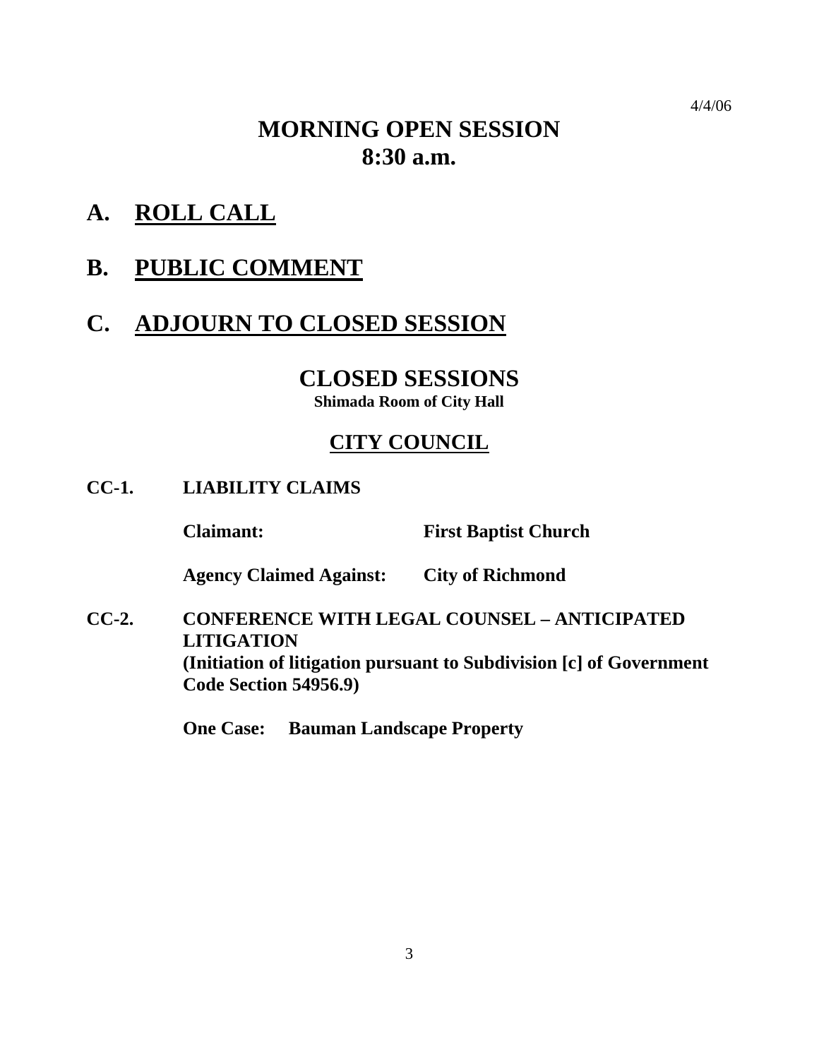4/4/06

# MORNING OPEN SESSION
# 8:30 a.m.

## A. ROLL CALL

## B. PUBLIC COMMENT

## C. ADJOURN TO CLOSED SESSION

# CLOSED SESSIONS

**Shimada Room of City Hall**

## CITY COUNCIL

**CC-1. LIABILITY CLAIMS**

**Claimant:** **First Baptist Church**

**Agency Claimed Against:** **City of Richmond**

**CC-2. CONFERENCE WITH LEGAL COUNSEL – ANTICIPATED LITIGATION**
**(Initiation of litigation pursuant to Subdivision [c] of Government Code Section 54956.9)**

**One Case:** **Bauman Landscape Property**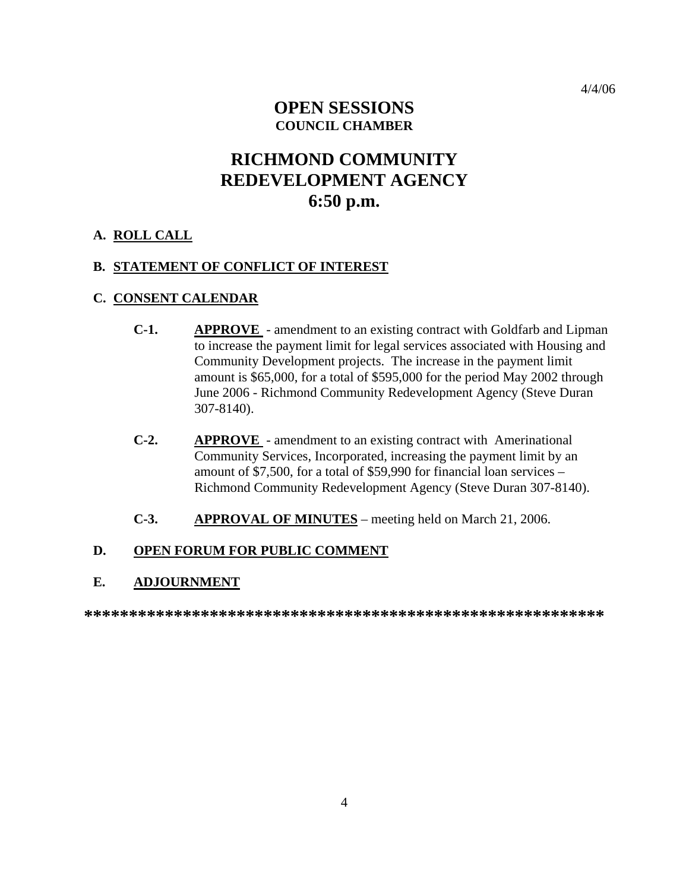4/4/06

# OPEN SESSIONS
## COUNCIL CHAMBER

# RICHMOND COMMUNITY REDEVELOPMENT AGENCY
# 6:50 p.m.

**A. ROLL CALL**

**B. STATEMENT OF CONFLICT OF INTEREST**

**C. CONSENT CALENDAR**

**C-1.** **APPROVE** - amendment to an existing contract with Goldfarb and Lipman to increase the payment limit for legal services associated with Housing and Community Development projects. The increase in the payment limit amount is $65,000, for a total of $595,000 for the period May 2002 through June 2006 - Richmond Community Redevelopment Agency (Steve Duran 307-8140).

**C-2.** **APPROVE** - amendment to an existing contract with Amerinational Community Services, Incorporated, increasing the payment limit by an amount of $7,500, for a total of $59,990 for financial loan services – Richmond Community Redevelopment Agency (Steve Duran 307-8140).

**C-3.** **APPROVAL OF MINUTES** – meeting held on March 21, 2006.

**D. OPEN FORUM FOR PUBLIC COMMENT**

**E. ADJOURNMENT**

**********************************************************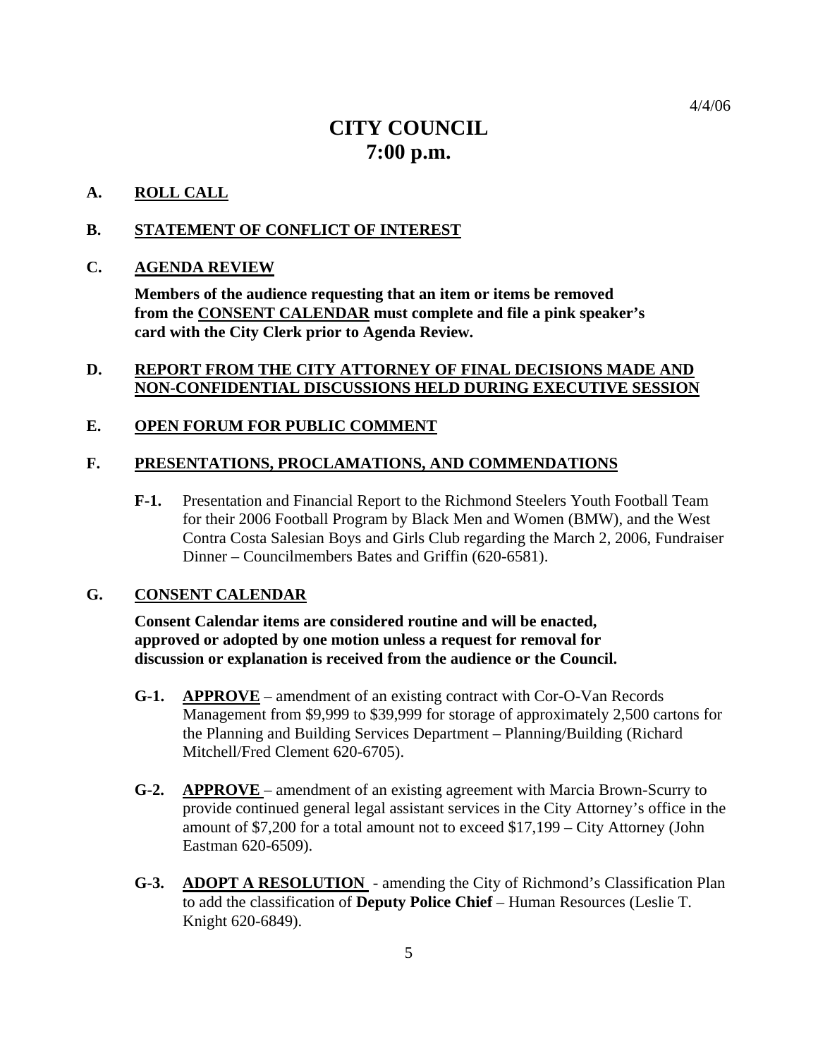4/4/06

# CITY COUNCIL
# 7:00 p.m.

**A. ROLL CALL**

**B. STATEMENT OF CONFLICT OF INTEREST**

**C. AGENDA REVIEW**

**Members of the audience requesting that an item or items be removed from the CONSENT CALENDAR must complete and file a pink speaker's card with the City Clerk prior to Agenda Review.**

**D. REPORT FROM THE CITY ATTORNEY OF FINAL DECISIONS MADE AND NON-CONFIDENTIAL DISCUSSIONS HELD DURING EXECUTIVE SESSION**

**E. OPEN FORUM FOR PUBLIC COMMENT**

**F. PRESENTATIONS, PROCLAMATIONS, AND COMMENDATIONS**

**F-1.** Presentation and Financial Report to the Richmond Steelers Youth Football Team for their 2006 Football Program by Black Men and Women (BMW), and the West Contra Costa Salesian Boys and Girls Club regarding the March 2, 2006, Fundraiser Dinner – Councilmembers Bates and Griffin (620-6581).

**G. CONSENT CALENDAR**

**Consent Calendar items are considered routine and will be enacted, approved or adopted by one motion unless a request for removal for discussion or explanation is received from the audience or the Council.**

**G-1.** **APPROVE** – amendment of an existing contract with Cor-O-Van Records Management from $9,999 to $39,999 for storage of approximately 2,500 cartons for the Planning and Building Services Department – Planning/Building (Richard Mitchell/Fred Clement 620-6705).

**G-2.** **APPROVE** – amendment of an existing agreement with Marcia Brown-Scurry to provide continued general legal assistant services in the City Attorney's office in the amount of $7,200 for a total amount not to exceed $17,199 – City Attorney (John Eastman 620-6509).

**G-3.** **ADOPT A RESOLUTION** - amending the City of Richmond's Classification Plan to add the classification of **Deputy Police Chief** – Human Resources (Leslie T. Knight 620-6849).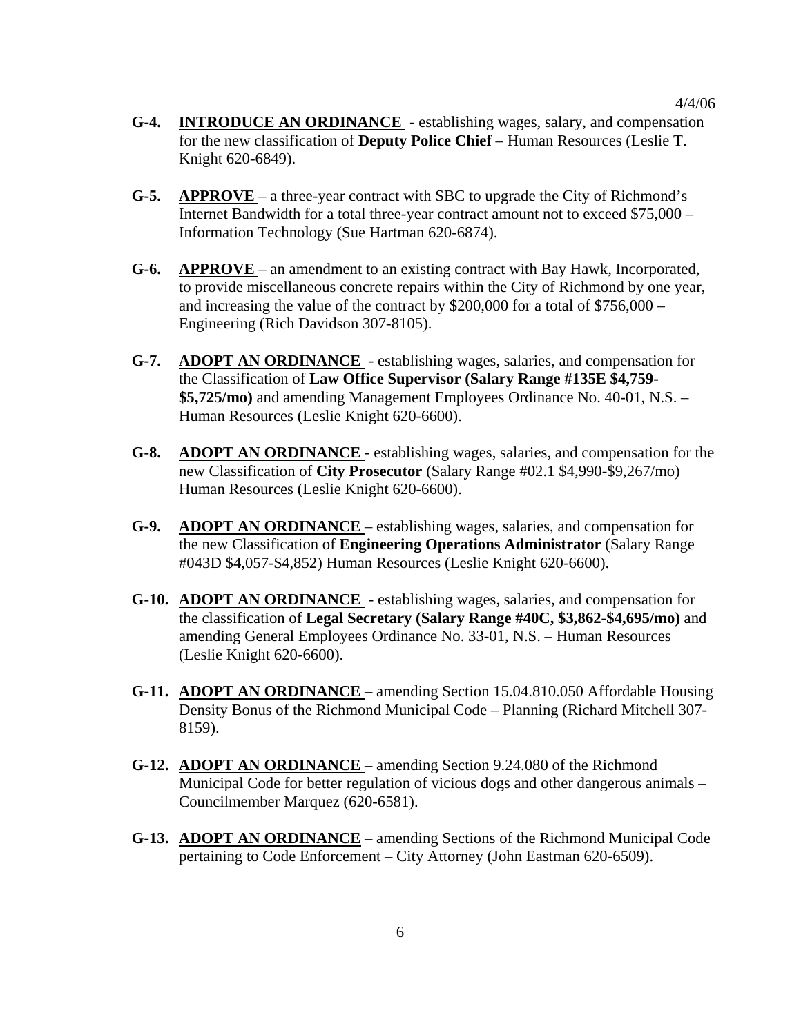4/4/06

**G-4.** **INTRODUCE AN ORDINANCE** - establishing wages, salary, and compensation for the new classification of **Deputy Police Chief** – Human Resources (Leslie T. Knight 620-6849).

**G-5.** **APPROVE** – a three-year contract with SBC to upgrade the City of Richmond's Internet Bandwidth for a total three-year contract amount not to exceed $75,000 – Information Technology (Sue Hartman 620-6874).

**G-6.** **APPROVE** – an amendment to an existing contract with Bay Hawk, Incorporated, to provide miscellaneous concrete repairs within the City of Richmond by one year, and increasing the value of the contract by $200,000 for a total of $756,000 – Engineering (Rich Davidson 307-8105).

**G-7.** **ADOPT AN ORDINANCE** - establishing wages, salaries, and compensation for the Classification of **Law Office Supervisor (Salary Range #135E $4,759-$5,725/mo)** and amending Management Employees Ordinance No. 40-01, N.S. – Human Resources (Leslie Knight 620-6600).

**G-8.** **ADOPT AN ORDINANCE** - establishing wages, salaries, and compensation for the new Classification of **City Prosecutor** (Salary Range #02.1 $4,990-$9,267/mo) Human Resources (Leslie Knight 620-6600).

**G-9.** **ADOPT AN ORDINANCE** – establishing wages, salaries, and compensation for the new Classification of **Engineering Operations Administrator** (Salary Range #043D $4,057-$4,852) Human Resources (Leslie Knight 620-6600).

**G-10.** **ADOPT AN ORDINANCE** - establishing wages, salaries, and compensation for the classification of **Legal Secretary (Salary Range #40C, $3,862-$4,695/mo)** and amending General Employees Ordinance No. 33-01, N.S. – Human Resources (Leslie Knight 620-6600).

**G-11.** **ADOPT AN ORDINANCE** – amending Section 15.04.810.050 Affordable Housing Density Bonus of the Richmond Municipal Code – Planning (Richard Mitchell 307-8159).

**G-12.** **ADOPT AN ORDINANCE** – amending Section 9.24.080 of the Richmond Municipal Code for better regulation of vicious dogs and other dangerous animals – Councilmember Marquez (620-6581).

**G-13.** **ADOPT AN ORDINANCE** – amending Sections of the Richmond Municipal Code pertaining to Code Enforcement – City Attorney (John Eastman 620-6509).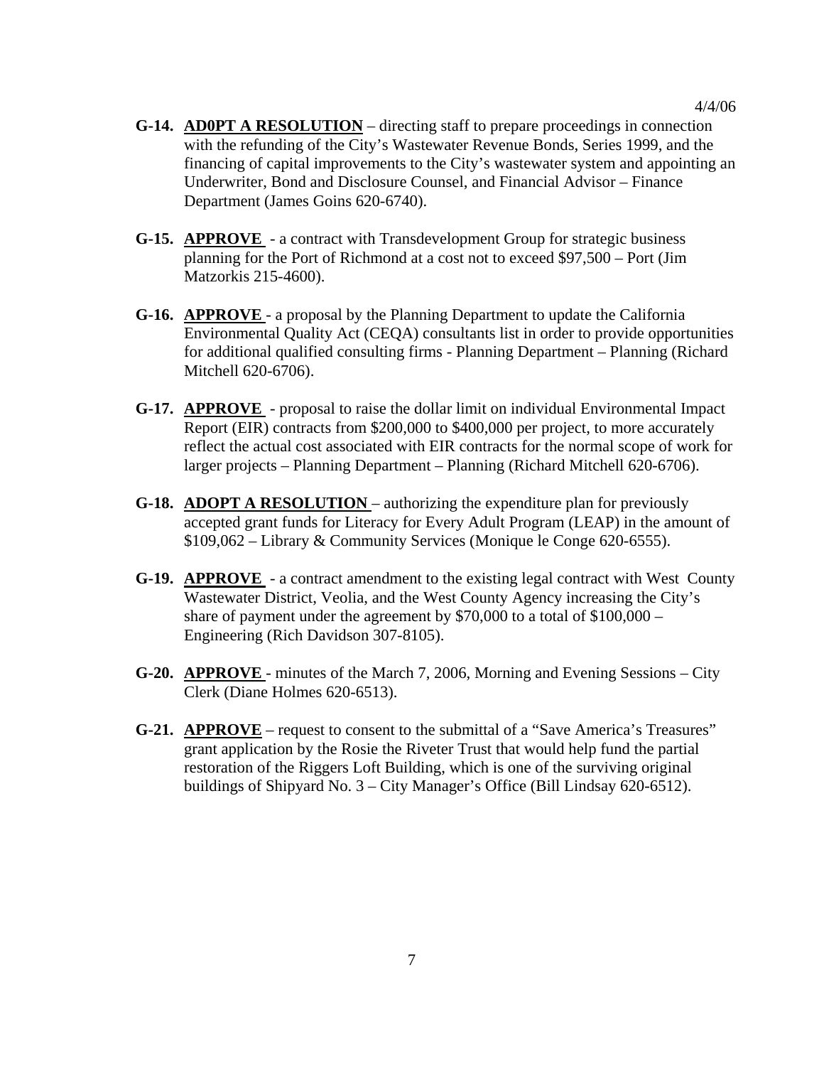- **G-14. AD0PT A RESOLUTION** – directing staff to prepare proceedings in connection with the refunding of the City's Wastewater Revenue Bonds, Series 1999, and the financing of capital improvements to the City's wastewater system and appointing an Underwriter, Bond and Disclosure Counsel, and Financial Advisor – Finance Department (James Goins 620-6740).

- **G-15. APPROVE** - a contract with Transdevelopment Group for strategic business planning for the Port of Richmond at a cost not to exceed $97,500 – Port (Jim Matzorkis 215-4600).

- **G-16. APPROVE** - a proposal by the Planning Department to update the California Environmental Quality Act (CEQA) consultants list in order to provide opportunities for additional qualified consulting firms - Planning Department – Planning (Richard Mitchell 620-6706).

- **G-17. APPROVE** - proposal to raise the dollar limit on individual Environmental Impact Report (EIR) contracts from $200,000 to $400,000 per project, to more accurately reflect the actual cost associated with EIR contracts for the normal scope of work for larger projects – Planning Department – Planning (Richard Mitchell 620-6706).

- **G-18. ADOPT A RESOLUTION** – authorizing the expenditure plan for previously accepted grant funds for Literacy for Every Adult Program (LEAP) in the amount of $109,062 – Library & Community Services (Monique le Conge 620-6555).

- **G-19. APPROVE** - a contract amendment to the existing legal contract with West County Wastewater District, Veolia, and the West County Agency increasing the City's share of payment under the agreement by $70,000 to a total of $100,000 – Engineering (Rich Davidson 307-8105).

- **G-20. APPROVE** - minutes of the March 7, 2006, Morning and Evening Sessions – City Clerk (Diane Holmes 620-6513).

- **G-21. APPROVE** – request to consent to the submittal of a "Save America's Treasures" grant application by the Rosie the Riveter Trust that would help fund the partial restoration of the Riggers Loft Building, which is one of the surviving original buildings of Shipyard No. 3 – City Manager's Office (Bill Lindsay 620-6512).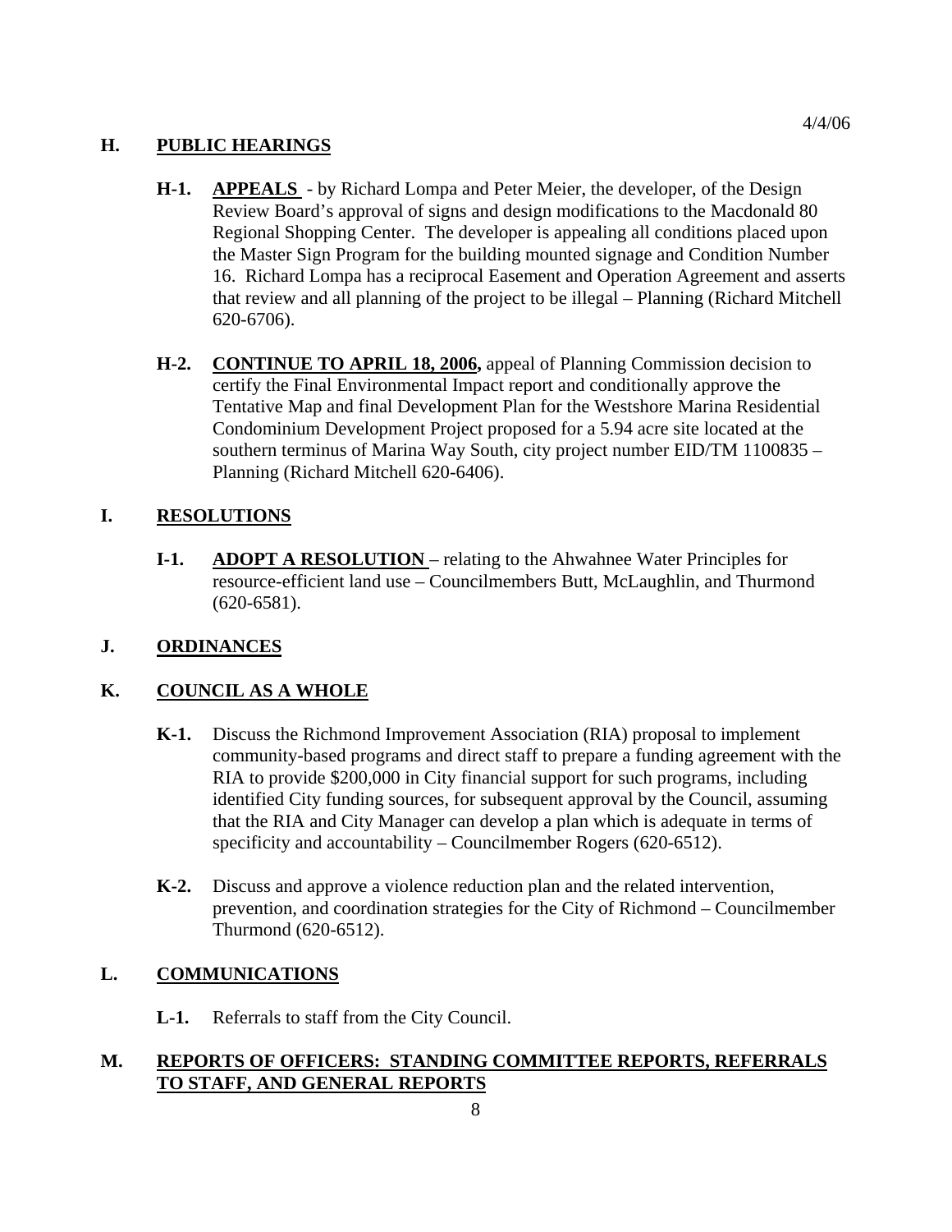## H. PUBLIC HEARINGS

**H-1.** **APPEALS** - by Richard Lompa and Peter Meier, the developer, of the Design Review Board's approval of signs and design modifications to the Macdonald 80 Regional Shopping Center. The developer is appealing all conditions placed upon the Master Sign Program for the building mounted signage and Condition Number 16. Richard Lompa has a reciprocal Easement and Operation Agreement and asserts that review and all planning of the project to be illegal – Planning (Richard Mitchell 620-6706).

**H-2.** **CONTINUE TO APRIL 18, 2006,** appeal of Planning Commission decision to certify the Final Environmental Impact report and conditionally approve the Tentative Map and final Development Plan for the Westshore Marina Residential Condominium Development Project proposed for a 5.94 acre site located at the southern terminus of Marina Way South, city project number EID/TM 1100835 – Planning (Richard Mitchell 620-6406).

## I. RESOLUTIONS

**I-1.** **ADOPT A RESOLUTION** – relating to the Ahwahnee Water Principles for resource-efficient land use – Councilmembers Butt, McLaughlin, and Thurmond (620-6581).

## J. ORDINANCES

## K. COUNCIL AS A WHOLE

**K-1.** Discuss the Richmond Improvement Association (RIA) proposal to implement community-based programs and direct staff to prepare a funding agreement with the RIA to provide $200,000 in City financial support for such programs, including identified City funding sources, for subsequent approval by the Council, assuming that the RIA and City Manager can develop a plan which is adequate in terms of specificity and accountability – Councilmember Rogers (620-6512).

**K-2.** Discuss and approve a violence reduction plan and the related intervention, prevention, and coordination strategies for the City of Richmond – Councilmember Thurmond (620-6512).

## L. COMMUNICATIONS

**L-1.** Referrals to staff from the City Council.

## M. REPORTS OF OFFICERS: STANDING COMMITTEE REPORTS, REFERRALS TO STAFF, AND GENERAL REPORTS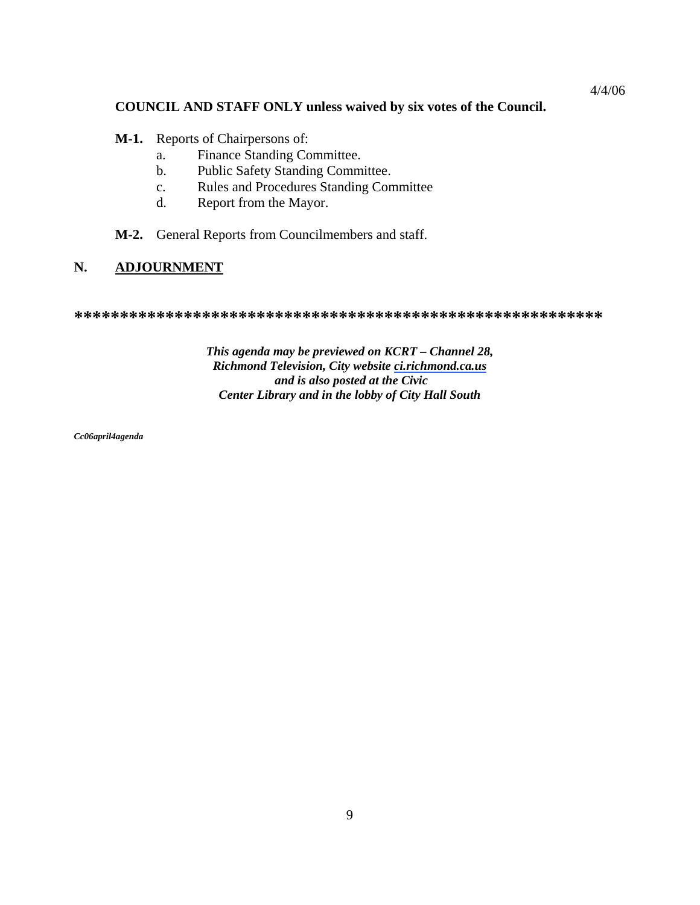4/4/06

**COUNCIL AND STAFF ONLY unless waived by six votes of the Council.**

**M-1.** Reports of Chairpersons of:

a. Finance Standing Committee.

b. Public Safety Standing Committee.

c. Rules and Procedures Standing Committee

d. Report from the Mayor.

**M-2.** General Reports from Councilmembers and staff.

## N. ADJOURNMENT

**\*\*\*\*\*\*\*\*\*\*\*\*\*\*\*\*\*\*\*\*\*\*\*\*\*\*\*\*\*\*\*\*\*\*\*\*\*\*\*\*\*\*\*\*\*\*\*\*\*\*\*\*\*\*\*\*\*\*\*\***

***This agenda may be previewed on KCRT – Channel 28, Richmond Television, City website ci.richmond.ca.us and is also posted at the Civic Center Library and in the lobby of City Hall South***

***Cc06april4agenda***